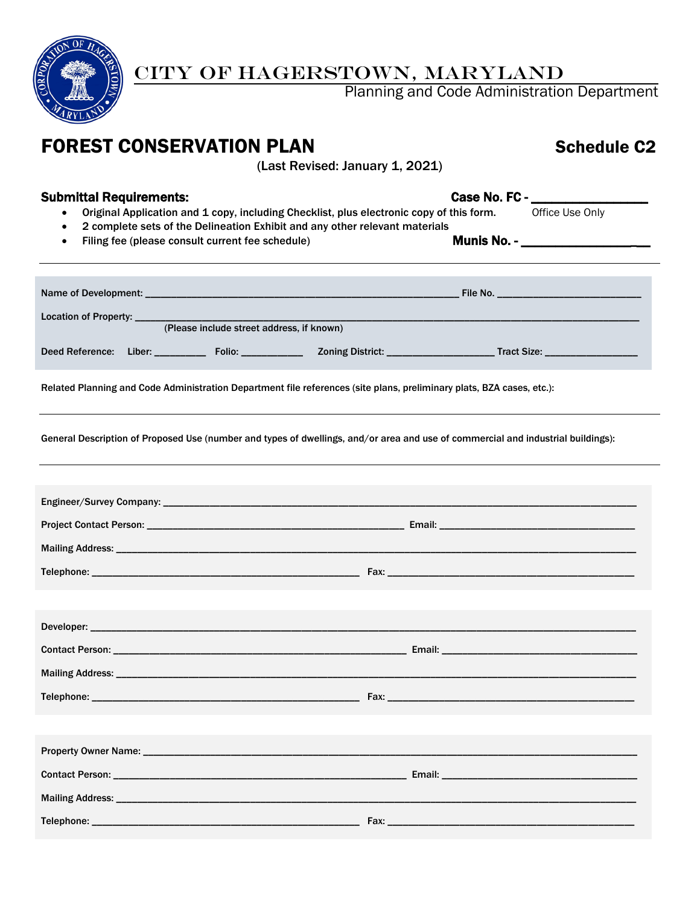# CITY OF HAGERSTOWN, MARYLAND

Planning and Code Administration Department

## FOREST CONSERVATION PLAN

**Schedule C2**

(Last Revised: January 1, 2021)

**Submittal Requirements:**

- Original Application and 1 copy, including Checklist, plus electronic copy of this form.
- 2 complete sets of the Delineation Exhibit and any other relevant materials
- Filing fee (please consult current fee schedule)

**Case No. FC -** ________________
Office Use Only

**Munis No. -** ________________

---

Name of Development: ____________________________________________ File No. ______________________

Location of Property: ________________________________________________________________________
(Please include street address, if known)

Deed Reference: Liber: _________ Folio: ___________ Zoning District: __________________ Tract Size: _________________

Related Planning and Code Administration Department file references (site plans, preliminary plats, BZA cases, etc.):

---

General Description of Proposed Use (number and types of dwellings, and/or area and use of commercial and industrial buildings):

---

Engineer/Survey Company: _____________________________________________________________________

Project Contact Person: ______________________________________ Email: ______________________________

Mailing Address: _____________________________________________________________________________

Telephone: __________________________________________ Fax: ___________________________________________

Developer: ___________________________________________________________________________________

Contact Person: _______________________________________________ Email: ______________________________

Mailing Address: _____________________________________________________________________________

Telephone: __________________________________________ Fax: ___________________________________________

Property Owner Name: _________________________________________________________________________

Contact Person: _______________________________________________ Email: ______________________________

Mailing Address: _____________________________________________________________________________

Telephone: __________________________________________ Fax: ___________________________________________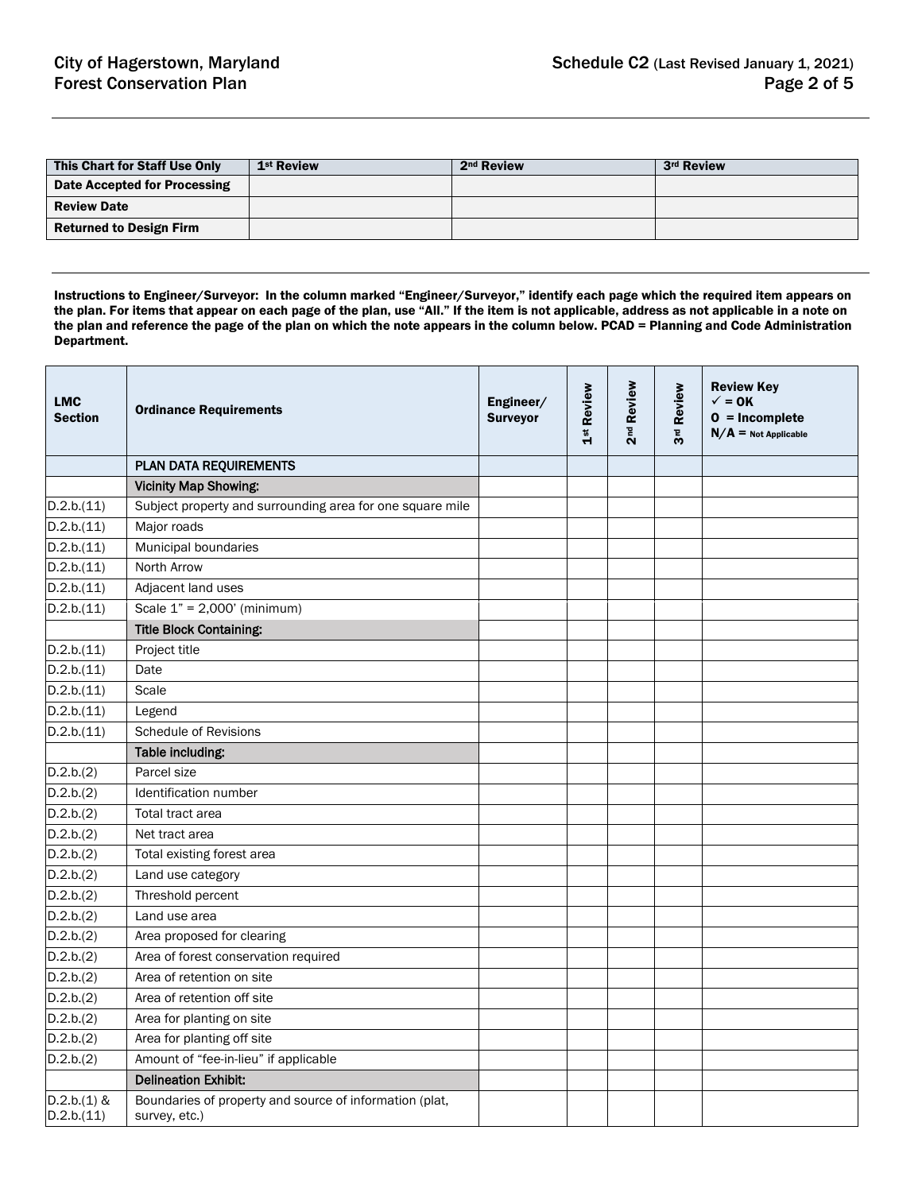| This Chart for Staff Use Only | 1st Review | 2nd Review | 3rd Review |
|---|---|---|---|
| Date Accepted for Processing | | | |
| Review Date | | | |
| Returned to Design Firm | | | |

**Instructions to Engineer/Surveyor: In the column marked "Engineer/Surveyor," identify each page which the required item appears on the plan. For items that appear on each page of the plan, use "All." If the item is not applicable, address as not applicable in a note on the plan and reference the page of the plan on which the note appears in the column below. PCAD = Planning and Code Administration Department.**

| LMC Section | Ordinance Requirements | Engineer/ Surveyor | 1st Review | 2nd Review | 3rd Review | Review Key ✓ = OK O = Incomplete N/A = Not Applicable |
|---|---|---|---|---|---|---|
| | PLAN DATA REQUIREMENTS | | | | | |
| | Vicinity Map Showing: | | | | | |
| D.2.b.(11) | Subject property and surrounding area for one square mile | | | | | |
| D.2.b.(11) | Major roads | | | | | |
| D.2.b.(11) | Municipal boundaries | | | | | |
| D.2.b.(11) | North Arrow | | | | | |
| D.2.b.(11) | Adjacent land uses | | | | | |
| D.2.b.(11) | Scale 1" = 2,000' (minimum) | | | | | |
| | Title Block Containing: | | | | | |
| D.2.b.(11) | Project title | | | | | |
| D.2.b.(11) | Date | | | | | |
| D.2.b.(11) | Scale | | | | | |
| D.2.b.(11) | Legend | | | | | |
| D.2.b.(11) | Schedule of Revisions | | | | | |
| | Table including: | | | | | |
| D.2.b.(2) | Parcel size | | | | | |
| D.2.b.(2) | Identification number | | | | | |
| D.2.b.(2) | Total tract area | | | | | |
| D.2.b.(2) | Net tract area | | | | | |
| D.2.b.(2) | Total existing forest area | | | | | |
| D.2.b.(2) | Land use category | | | | | |
| D.2.b.(2) | Threshold percent | | | | | |
| D.2.b.(2) | Land use area | | | | | |
| D.2.b.(2) | Area proposed for clearing | | | | | |
| D.2.b.(2) | Area of forest conservation required | | | | | |
| D.2.b.(2) | Area of retention on site | | | | | |
| D.2.b.(2) | Area of retention off site | | | | | |
| D.2.b.(2) | Area for planting on site | | | | | |
| D.2.b.(2) | Area for planting off site | | | | | |
| D.2.b.(2) | Amount of "fee-in-lieu" if applicable | | | | | |
| | Delineation Exhibit: | | | | | |
| D.2.b.(1) & D.2.b.(11) | Boundaries of property and source of information (plat, survey, etc.) | | | | | |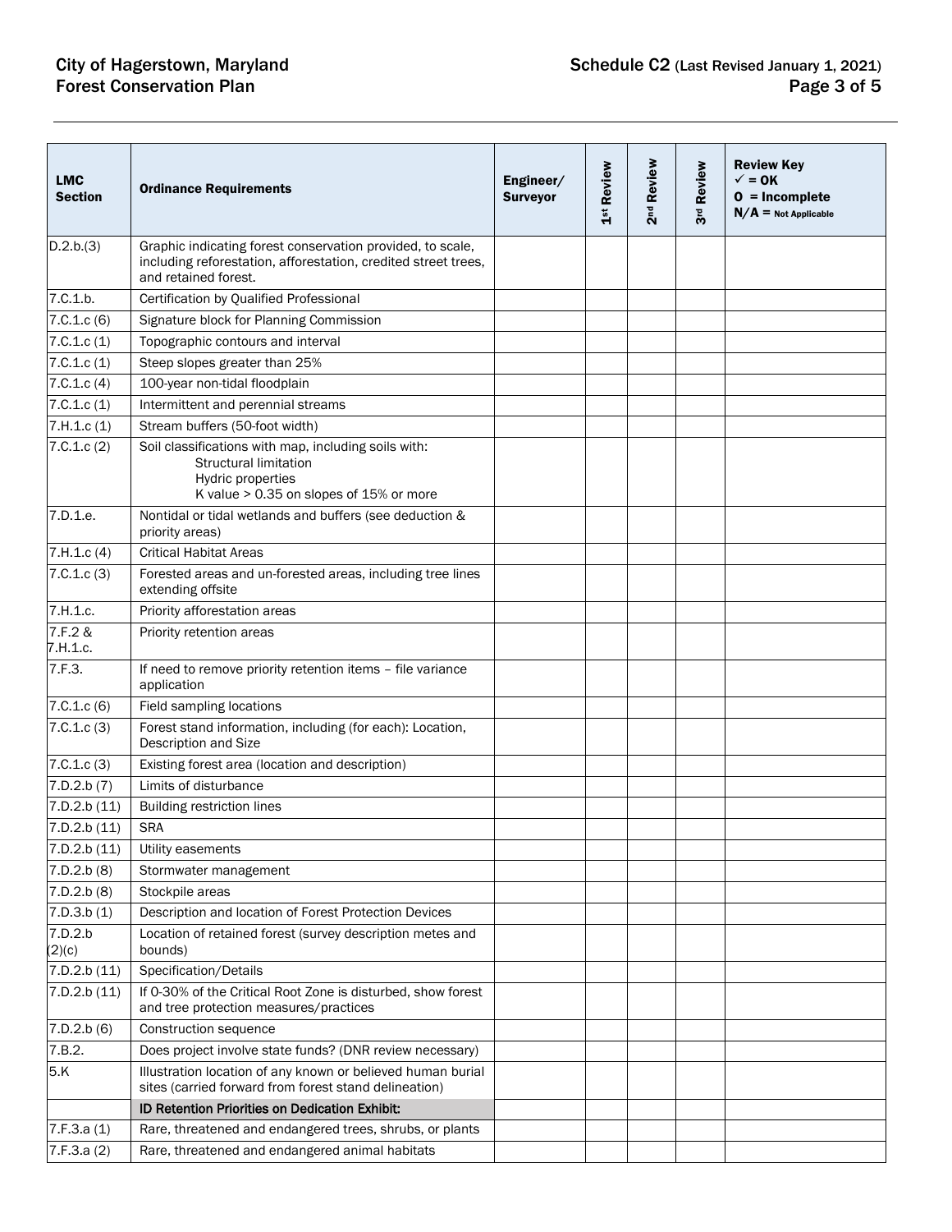| LMC Section | Ordinance Requirements | Engineer/ Surveyor | 1st Review | 2nd Review | 3rd Review | Review Key ✓ = OK O = Incomplete N/A = Not Applicable |
|---|---|---|---|---|---|---|
| D.2.b.(3) | Graphic indicating forest conservation provided, to scale, including reforestation, afforestation, credited street trees, and retained forest. | | | | | |
| 7.C.1.b. | Certification by Qualified Professional | | | | | |
| 7.C.1.c (6) | Signature block for Planning Commission | | | | | |
| 7.C.1.c (1) | Topographic contours and interval | | | | | |
| 7.C.1.c (1) | Steep slopes greater than 25% | | | | | |
| 7.C.1.c (4) | 100-year non-tidal floodplain | | | | | |
| 7.C.1.c (1) | Intermittent and perennial streams | | | | | |
| 7.H.1.c (1) | Stream buffers (50-foot width) | | | | | |
| 7.C.1.c (2) | Soil classifications with map, including soils with: Structural limitation Hydric properties K value > 0.35 on slopes of 15% or more | | | | | |
| 7.D.1.e. | Nontidal or tidal wetlands and buffers (see deduction & priority areas) | | | | | |
| 7.H.1.c (4) | Critical Habitat Areas | | | | | |
| 7.C.1.c (3) | Forested areas and un-forested areas, including tree lines extending offsite | | | | | |
| 7.H.1.c. | Priority afforestation areas | | | | | |
| 7.F.2 & 7.H.1.c. | Priority retention areas | | | | | |
| 7.F.3. | If need to remove priority retention items – file variance application | | | | | |
| 7.C.1.c (6) | Field sampling locations | | | | | |
| 7.C.1.c (3) | Forest stand information, including (for each): Location, Description and Size | | | | | |
| 7.C.1.c (3) | Existing forest area (location and description) | | | | | |
| 7.D.2.b (7) | Limits of disturbance | | | | | |
| 7.D.2.b (11) | Building restriction lines | | | | | |
| 7.D.2.b (11) | SRA | | | | | |
| 7.D.2.b (11) | Utility easements | | | | | |
| 7.D.2.b (8) | Stormwater management | | | | | |
| 7.D.2.b (8) | Stockpile areas | | | | | |
| 7.D.3.b (1) | Description and location of Forest Protection Devices | | | | | |
| 7.D.2.b (2)(c) | Location of retained forest (survey description metes and bounds) | | | | | |
| 7.D.2.b (11) | Specification/Details | | | | | |
| 7.D.2.b (11) | If 0-30% of the Critical Root Zone is disturbed, show forest and tree protection measures/practices | | | | | |
| 7.D.2.b (6) | Construction sequence | | | | | |
| 7.B.2. | Does project involve state funds? (DNR review necessary) | | | | | |
| 5.K | Illustration location of any known or believed human burial sites (carried forward from forest stand delineation) | | | | | |
| | **ID Retention Priorities on Dedication Exhibit:** | | | | | |
| 7.F.3.a (1) | Rare, threatened and endangered trees, shrubs, or plants | | | | | |
| 7.F.3.a (2) | Rare, threatened and endangered animal habitats | | | | | |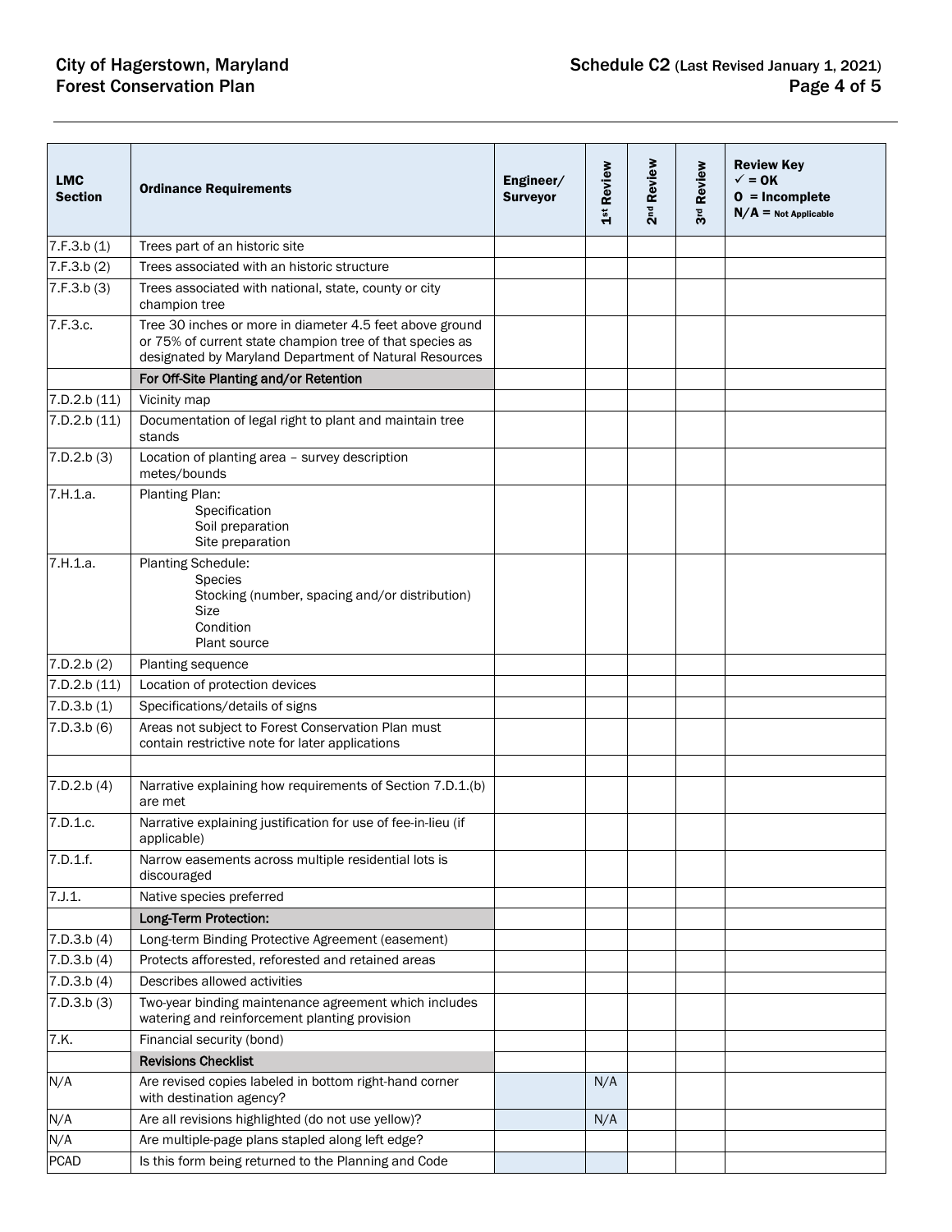| LMC Section | Ordinance Requirements | Engineer/ Surveyor | 1st Review | 2nd Review | 3rd Review | Review Key ✓ = OK O = Incomplete N/A = Not Applicable |
|---|---|---|---|---|---|---|
| 7.F.3.b (1) | Trees part of an historic site | | | | | |
| 7.F.3.b (2) | Trees associated with an historic structure | | | | | |
| 7.F.3.b (3) | Trees associated with national, state, county or city champion tree | | | | | |
| 7.F.3.c. | Tree 30 inches or more in diameter 4.5 feet above ground or 75% of current state champion tree of that species as designated by Maryland Department of Natural Resources | | | | | |
| | **For Off-Site Planting and/or Retention** | | | | | |
| 7.D.2.b (11) | Vicinity map | | | | | |
| 7.D.2.b (11) | Documentation of legal right to plant and maintain tree stands | | | | | |
| 7.D.2.b (3) | Location of planting area – survey description metes/bounds | | | | | |
| 7.H.1.a. | Planting Plan: Specification Soil preparation Site preparation | | | | | |
| 7.H.1.a. | Planting Schedule: Species Stocking (number, spacing and/or distribution) Size Condition Plant source | | | | | |
| 7.D.2.b (2) | Planting sequence | | | | | |
| 7.D.2.b (11) | Location of protection devices | | | | | |
| 7.D.3.b (1) | Specifications/details of signs | | | | | |
| 7.D.3.b (6) | Areas not subject to Forest Conservation Plan must contain restrictive note for later applications | | | | | |
| | | | | | | |
| 7.D.2.b (4) | Narrative explaining how requirements of Section 7.D.1.(b) are met | | | | | |
| 7.D.1.c. | Narrative explaining justification for use of fee-in-lieu (if applicable) | | | | | |
| 7.D.1.f. | Narrow easements across multiple residential lots is discouraged | | | | | |
| 7.J.1. | Native species preferred | | | | | |
| | **Long-Term Protection:** | | | | | |
| 7.D.3.b (4) | Long-term Binding Protective Agreement (easement) | | | | | |
| 7.D.3.b (4) | Protects afforested, reforested and retained areas | | | | | |
| 7.D.3.b (4) | Describes allowed activities | | | | | |
| 7.D.3.b (3) | Two-year binding maintenance agreement which includes watering and reinforcement planting provision | | | | | |
| 7.K. | Financial security (bond) | | | | | |
| | **Revisions Checklist** | | | | | |
| N/A | Are revised copies labeled in bottom right-hand corner with destination agency? | | N/A | | | |
| N/A | Are all revisions highlighted (do not use yellow)? | | N/A | | | |
| N/A | Are multiple-page plans stapled along left edge? | | | | | |
| PCAD | Is this form being returned to the Planning and Code | | | | | |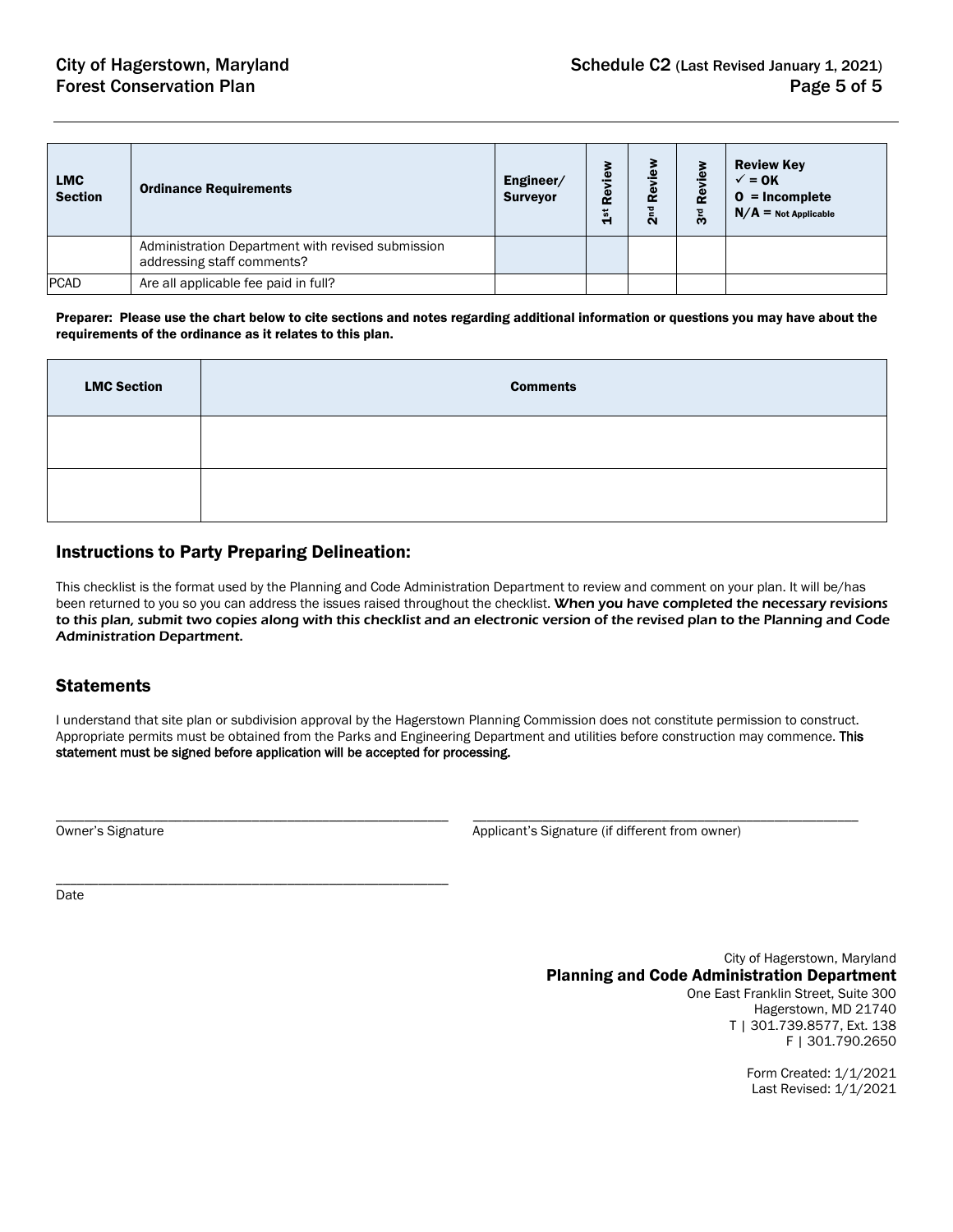| LMC Section | Ordinance Requirements | Engineer/ Surveyor | 1st Review | 2nd Review | 3rd Review | Review Key ✓ = OK O = Incomplete N/A = Not Applicable |
|---|---|---|---|---|---|---|
| | Administration Department with revised submission addressing staff comments? | | | | | |
| PCAD | Are all applicable fee paid in full? | | | | | |

**Preparer: Please use the chart below to cite sections and notes regarding additional information or questions you may have about the requirements of the ordinance as it relates to this plan.**

| LMC Section | Comments |
|---|---|
| | |
| | |

## Instructions to Party Preparing Delineation:

This checklist is the format used by the Planning and Code Administration Department to review and comment on your plan. It will be/has been returned to you so you can address the issues raised throughout the checklist. ***When you have completed the necessary revisions to this plan, submit two copies along with this checklist and an electronic version of the revised plan to the Planning and Code Administration Department.***

## Statements

I understand that site plan or subdivision approval by the Hagerstown Planning Commission does not constitute permission to construct. Appropriate permits must be obtained from the Parks and Engineering Department and utilities before construction may commence. **This statement must be signed before application will be accepted for processing.**

\_\_\_\_\_\_\_\_\_\_\_\_\_\_\_\_\_\_\_\_\_\_\_\_\_\_\_\_\_\_\_\_\_\_\_\_\_\_\_\_
Owner's Signature

\_\_\_\_\_\_\_\_\_\_\_\_\_\_\_\_\_\_\_\_\_\_\_\_\_\_\_\_\_\_\_\_\_\_\_\_\_\_\_\_
Applicant's Signature (if different from owner)

\_\_\_\_\_\_\_\_\_\_\_\_\_\_\_\_\_\_\_\_\_\_\_\_\_\_\_\_\_\_\_\_\_\_\_\_\_\_\_\_
Date

City of Hagerstown, Maryland
**Planning and Code Administration Department**
One East Franklin Street, Suite 300
Hagerstown, MD 21740
T | 301.739.8577, Ext. 138
F | 301.790.2650

Form Created: 1/1/2021
Last Revised: 1/1/2021